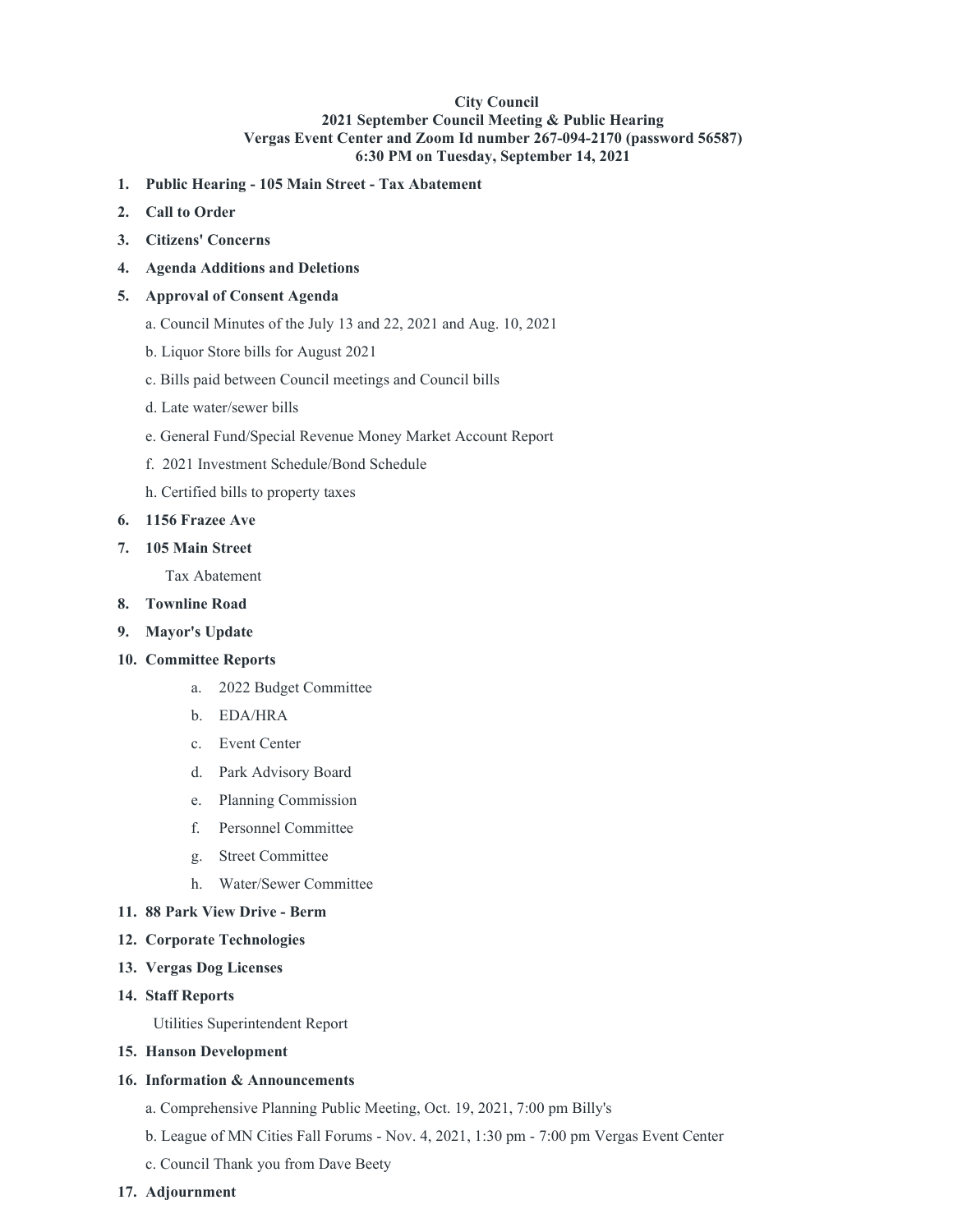**City Council**
**2021 September Council Meeting & Public Hearing**
**Vergas Event Center and Zoom Id number 267-094-2170 (password 56587)**
**6:30 PM on Tuesday, September 14, 2021**

1. **Public Hearing - 105 Main Street - Tax Abatement**
2. **Call to Order**
3. **Citizens' Concerns**
4. **Agenda Additions and Deletions**
5. **Approval of Consent Agenda**

   a. Council Minutes of the July 13 and 22, 2021 and Aug. 10, 2021

   b. Liquor Store bills for August 2021

   c. Bills paid between Council meetings and Council bills

   d. Late water/sewer bills

   e. General Fund/Special Revenue Money Market Account Report

   f. 2021 Investment Schedule/Bond Schedule

   h. Certified bills to property taxes
6. **1156 Frazee Ave**
7. **105 Main Street**

   Tax Abatement
8. **Townline Road**
9. **Mayor's Update**
10. **Committee Reports**
    a. 2022 Budget Committee
    b. EDA/HRA
    c. Event Center
    d. Park Advisory Board
    e. Planning Commission
    f. Personnel Committee
    g. Street Committee
    h. Water/Sewer Committee
11. **88 Park View Drive - Berm**
12. **Corporate Technologies**
13. **Vergas Dog Licenses**
14. **Staff Reports**

    Utilities Superintendent Report
15. **Hanson Development**
16. **Information & Announcements**

    a. Comprehensive Planning Public Meeting, Oct. 19, 2021, 7:00 pm Billy's

    b. League of MN Cities Fall Forums - Nov. 4, 2021, 1:30 pm - 7:00 pm Vergas Event Center

    c. Council Thank you from Dave Beety
17. **Adjournment**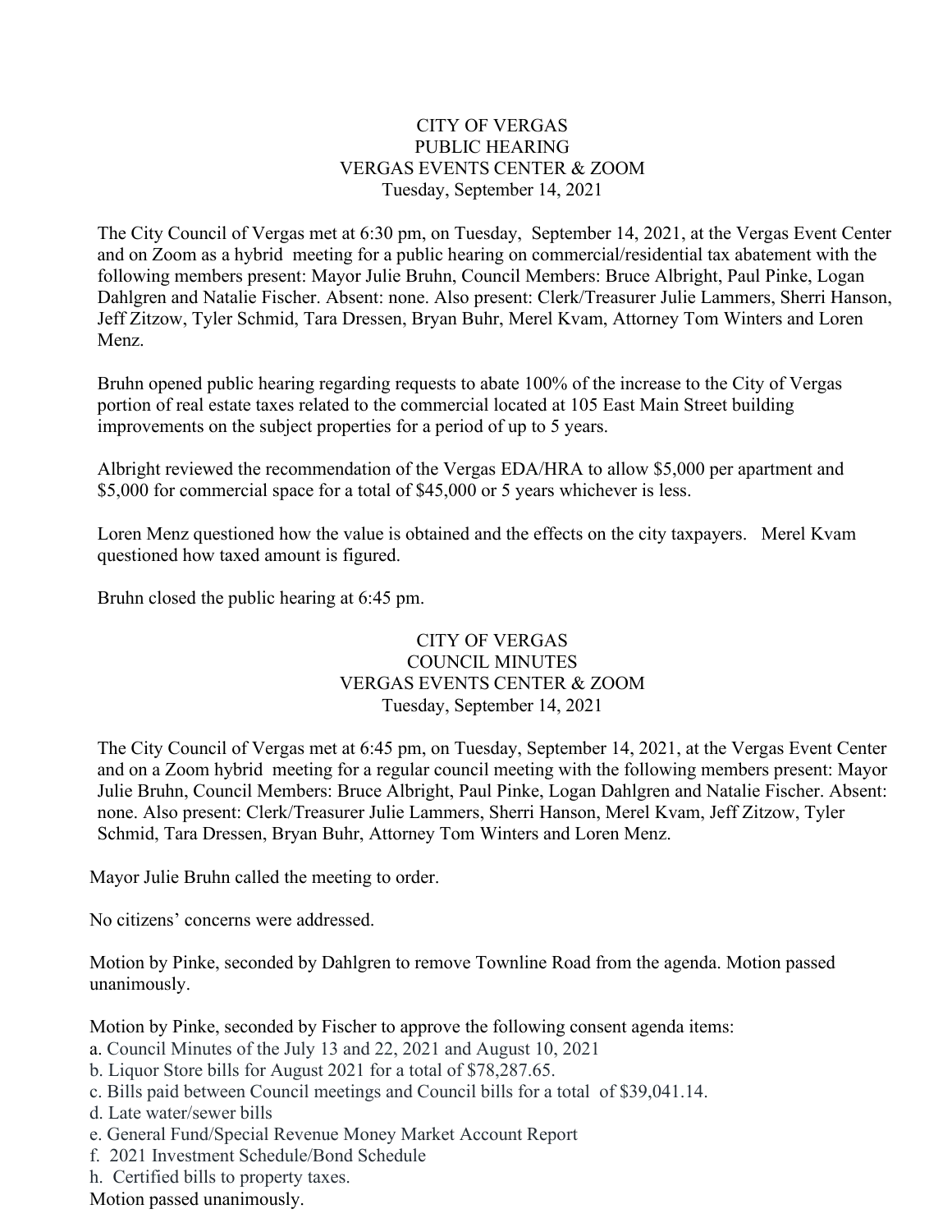# CITY OF VERGAS
## PUBLIC HEARING
## VERGAS EVENTS CENTER & ZOOM
## Tuesday, September 14, 2021

The City Council of Vergas met at 6:30 pm, on Tuesday, September 14, 2021, at the Vergas Event Center and on Zoom as a hybrid meeting for a public hearing on commercial/residential tax abatement with the following members present: Mayor Julie Bruhn, Council Members: Bruce Albright, Paul Pinke, Logan Dahlgren and Natalie Fischer. Absent: none. Also present: Clerk/Treasurer Julie Lammers, Sherri Hanson, Jeff Zitzow, Tyler Schmid, Tara Dressen, Bryan Buhr, Merel Kvam, Attorney Tom Winters and Loren Menz.

Bruhn opened public hearing regarding requests to abate 100% of the increase to the City of Vergas portion of real estate taxes related to the commercial located at 105 East Main Street building improvements on the subject properties for a period of up to 5 years.

Albright reviewed the recommendation of the Vergas EDA/HRA to allow $5,000 per apartment and $5,000 for commercial space for a total of $45,000 or 5 years whichever is less.

Loren Menz questioned how the value is obtained and the effects on the city taxpayers. Merel Kvam questioned how taxed amount is figured.

Bruhn closed the public hearing at 6:45 pm.

# CITY OF VERGAS
## COUNCIL MINUTES
## VERGAS EVENTS CENTER & ZOOM
## Tuesday, September 14, 2021

The City Council of Vergas met at 6:45 pm, on Tuesday, September 14, 2021, at the Vergas Event Center and on a Zoom hybrid meeting for a regular council meeting with the following members present: Mayor Julie Bruhn, Council Members: Bruce Albright, Paul Pinke, Logan Dahlgren and Natalie Fischer. Absent: none. Also present: Clerk/Treasurer Julie Lammers, Sherri Hanson, Merel Kvam, Jeff Zitzow, Tyler Schmid, Tara Dressen, Bryan Buhr, Attorney Tom Winters and Loren Menz.

Mayor Julie Bruhn called the meeting to order.

No citizens' concerns were addressed.

Motion by Pinke, seconded by Dahlgren to remove Townline Road from the agenda. Motion passed unanimously.

Motion by Pinke, seconded by Fischer to approve the following consent agenda items:

a. Council Minutes of the July 13 and 22, 2021 and August 10, 2021
b. Liquor Store bills for August 2021 for a total of $78,287.65.
c. Bills paid between Council meetings and Council bills for a total of $39,041.14.
d. Late water/sewer bills
e. General Fund/Special Revenue Money Market Account Report
f. 2021 Investment Schedule/Bond Schedule
h. Certified bills to property taxes.

Motion passed unanimously.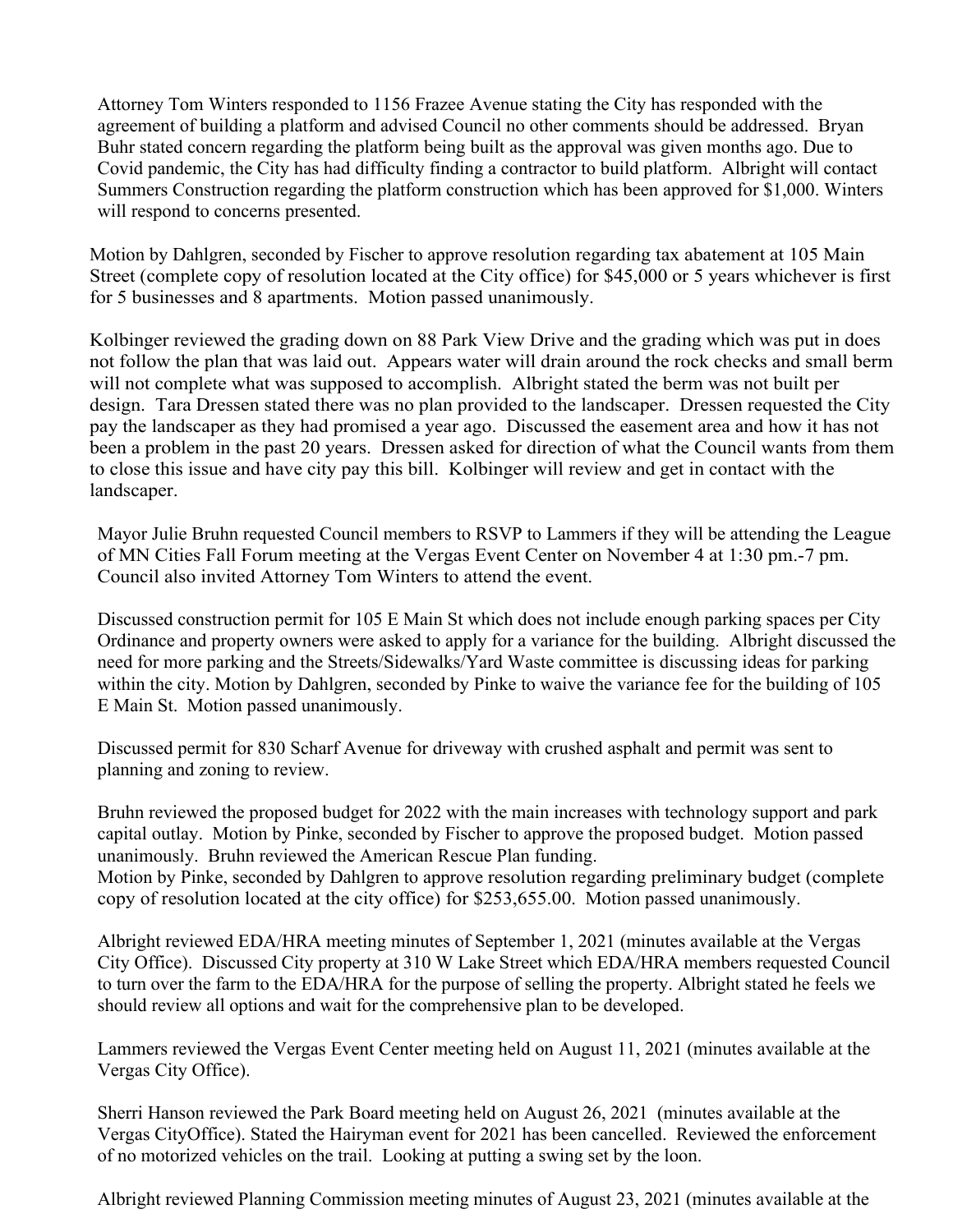Attorney Tom Winters responded to 1156 Frazee Avenue stating the City has responded with the agreement of building a platform and advised Council no other comments should be addressed. Bryan Buhr stated concern regarding the platform being built as the approval was given months ago. Due to Covid pandemic, the City has had difficulty finding a contractor to build platform. Albright will contact Summers Construction regarding the platform construction which has been approved for $1,000. Winters will respond to concerns presented.

Motion by Dahlgren, seconded by Fischer to approve resolution regarding tax abatement at 105 Main Street (complete copy of resolution located at the City office) for $45,000 or 5 years whichever is first for 5 businesses and 8 apartments. Motion passed unanimously.

Kolbinger reviewed the grading down on 88 Park View Drive and the grading which was put in does not follow the plan that was laid out. Appears water will drain around the rock checks and small berm will not complete what was supposed to accomplish. Albright stated the berm was not built per design. Tara Dressen stated there was no plan provided to the landscaper. Dressen requested the City pay the landscaper as they had promised a year ago. Discussed the easement area and how it has not been a problem in the past 20 years. Dressen asked for direction of what the Council wants from them to close this issue and have city pay this bill. Kolbinger will review and get in contact with the landscaper.

Mayor Julie Bruhn requested Council members to RSVP to Lammers if they will be attending the League of MN Cities Fall Forum meeting at the Vergas Event Center on November 4 at 1:30 pm.-7 pm. Council also invited Attorney Tom Winters to attend the event.

Discussed construction permit for 105 E Main St which does not include enough parking spaces per City Ordinance and property owners were asked to apply for a variance for the building. Albright discussed the need for more parking and the Streets/Sidewalks/Yard Waste committee is discussing ideas for parking within the city. Motion by Dahlgren, seconded by Pinke to waive the variance fee for the building of 105 E Main St. Motion passed unanimously.

Discussed permit for 830 Scharf Avenue for driveway with crushed asphalt and permit was sent to planning and zoning to review.

Bruhn reviewed the proposed budget for 2022 with the main increases with technology support and park capital outlay. Motion by Pinke, seconded by Fischer to approve the proposed budget. Motion passed unanimously. Bruhn reviewed the American Rescue Plan funding.
Motion by Pinke, seconded by Dahlgren to approve resolution regarding preliminary budget (complete copy of resolution located at the city office) for $253,655.00. Motion passed unanimously.

Albright reviewed EDA/HRA meeting minutes of September 1, 2021 (minutes available at the Vergas City Office). Discussed City property at 310 W Lake Street which EDA/HRA members requested Council to turn over the farm to the EDA/HRA for the purpose of selling the property. Albright stated he feels we should review all options and wait for the comprehensive plan to be developed.

Lammers reviewed the Vergas Event Center meeting held on August 11, 2021 (minutes available at the Vergas City Office).

Sherri Hanson reviewed the Park Board meeting held on August 26, 2021 (minutes available at the Vergas CityOffice). Stated the Hairyman event for 2021 has been cancelled. Reviewed the enforcement of no motorized vehicles on the trail. Looking at putting a swing set by the loon.

Albright reviewed Planning Commission meeting minutes of August 23, 2021 (minutes available at the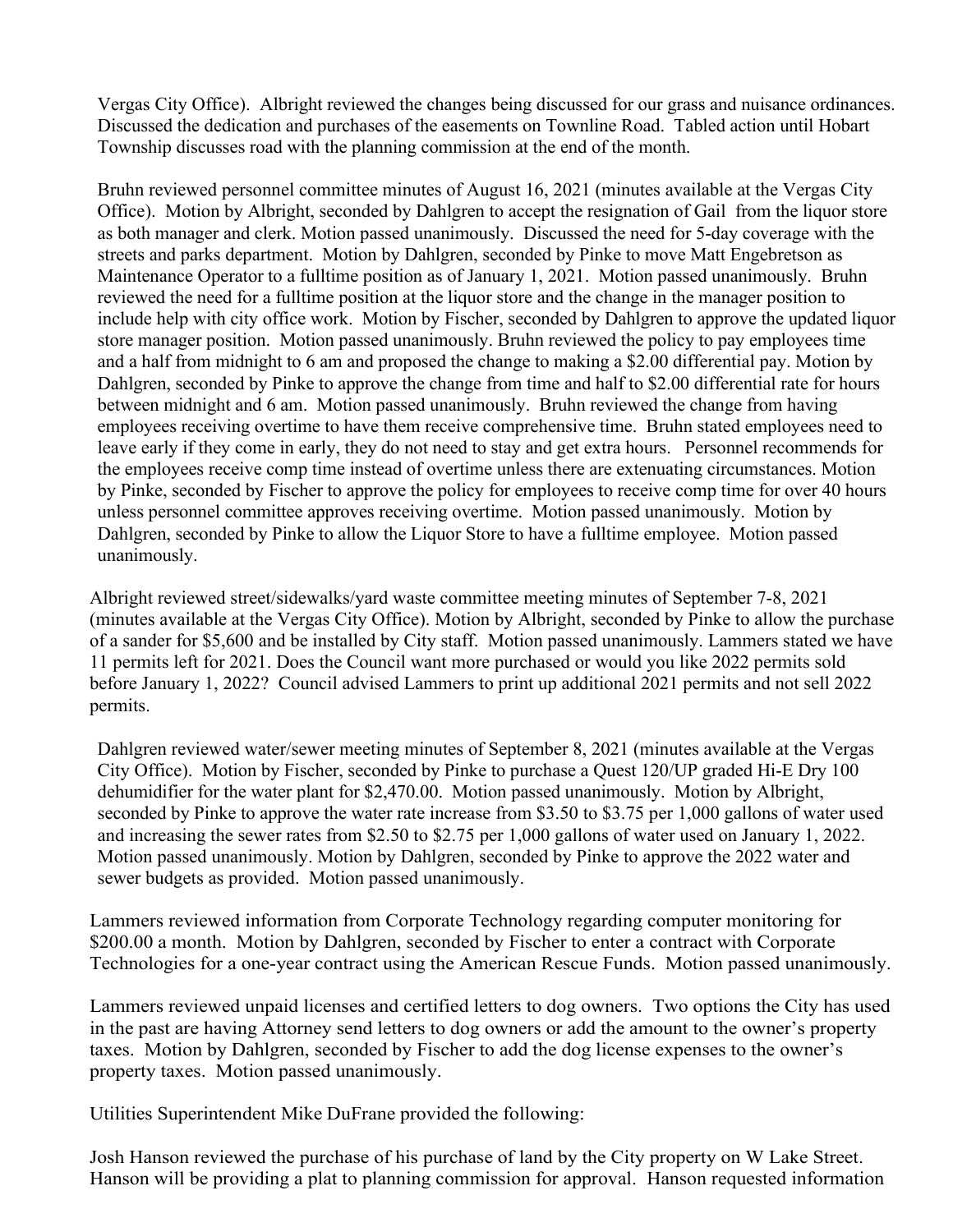Vergas City Office). Albright reviewed the changes being discussed for our grass and nuisance ordinances. Discussed the dedication and purchases of the easements on Townline Road. Tabled action until Hobart Township discusses road with the planning commission at the end of the month.

Bruhn reviewed personnel committee minutes of August 16, 2021 (minutes available at the Vergas City Office). Motion by Albright, seconded by Dahlgren to accept the resignation of Gail from the liquor store as both manager and clerk. Motion passed unanimously. Discussed the need for 5-day coverage with the streets and parks department. Motion by Dahlgren, seconded by Pinke to move Matt Engebretson as Maintenance Operator to a fulltime position as of January 1, 2021. Motion passed unanimously. Bruhn reviewed the need for a fulltime position at the liquor store and the change in the manager position to include help with city office work. Motion by Fischer, seconded by Dahlgren to approve the updated liquor store manager position. Motion passed unanimously. Bruhn reviewed the policy to pay employees time and a half from midnight to 6 am and proposed the change to making a $2.00 differential pay. Motion by Dahlgren, seconded by Pinke to approve the change from time and half to $2.00 differential rate for hours between midnight and 6 am. Motion passed unanimously. Bruhn reviewed the change from having employees receiving overtime to have them receive comprehensive time. Bruhn stated employees need to leave early if they come in early, they do not need to stay and get extra hours. Personnel recommends for the employees receive comp time instead of overtime unless there are extenuating circumstances. Motion by Pinke, seconded by Fischer to approve the policy for employees to receive comp time for over 40 hours unless personnel committee approves receiving overtime. Motion passed unanimously. Motion by Dahlgren, seconded by Pinke to allow the Liquor Store to have a fulltime employee. Motion passed unanimously.

Albright reviewed street/sidewalks/yard waste committee meeting minutes of September 7-8, 2021 (minutes available at the Vergas City Office). Motion by Albright, seconded by Pinke to allow the purchase of a sander for $5,600 and be installed by City staff. Motion passed unanimously. Lammers stated we have 11 permits left for 2021. Does the Council want more purchased or would you like 2022 permits sold before January 1, 2022? Council advised Lammers to print up additional 2021 permits and not sell 2022 permits.

Dahlgren reviewed water/sewer meeting minutes of September 8, 2021 (minutes available at the Vergas City Office). Motion by Fischer, seconded by Pinke to purchase a Quest 120/UP graded Hi-E Dry 100 dehumidifier for the water plant for $2,470.00. Motion passed unanimously. Motion by Albright, seconded by Pinke to approve the water rate increase from $3.50 to $3.75 per 1,000 gallons of water used and increasing the sewer rates from $2.50 to $2.75 per 1,000 gallons of water used on January 1, 2022. Motion passed unanimously. Motion by Dahlgren, seconded by Pinke to approve the 2022 water and sewer budgets as provided. Motion passed unanimously.

Lammers reviewed information from Corporate Technology regarding computer monitoring for $200.00 a month. Motion by Dahlgren, seconded by Fischer to enter a contract with Corporate Technologies for a one-year contract using the American Rescue Funds. Motion passed unanimously.

Lammers reviewed unpaid licenses and certified letters to dog owners. Two options the City has used in the past are having Attorney send letters to dog owners or add the amount to the owner's property taxes. Motion by Dahlgren, seconded by Fischer to add the dog license expenses to the owner's property taxes. Motion passed unanimously.

Utilities Superintendent Mike DuFrane provided the following:

Josh Hanson reviewed the purchase of his purchase of land by the City property on W Lake Street. Hanson will be providing a plat to planning commission for approval. Hanson requested information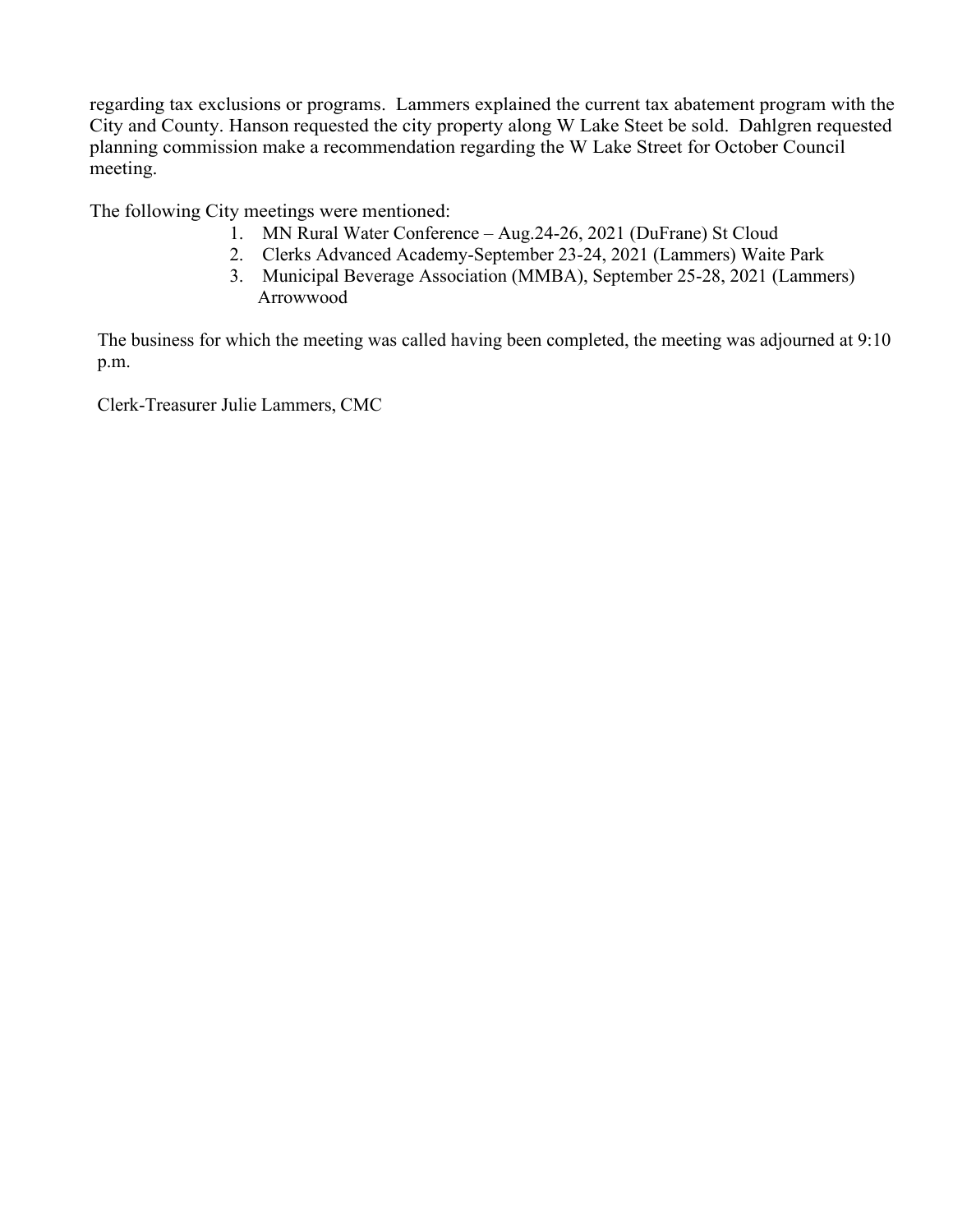regarding tax exclusions or programs.  Lammers explained the current tax abatement program with the City and County. Hanson requested the city property along W Lake Steet be sold.  Dahlgren requested planning commission make a recommendation regarding the W Lake Street for October Council meeting.

The following City meetings were mentioned:

1. MN Rural Water Conference – Aug.24-26, 2021 (DuFrane) St Cloud
2. Clerks Advanced Academy-September 23-24, 2021 (Lammers) Waite Park
3. Municipal Beverage Association (MMBA), September 25-28, 2021 (Lammers) Arrowwood

The business for which the meeting was called having been completed, the meeting was adjourned at 9:10 p.m.

Clerk-Treasurer Julie Lammers, CMC